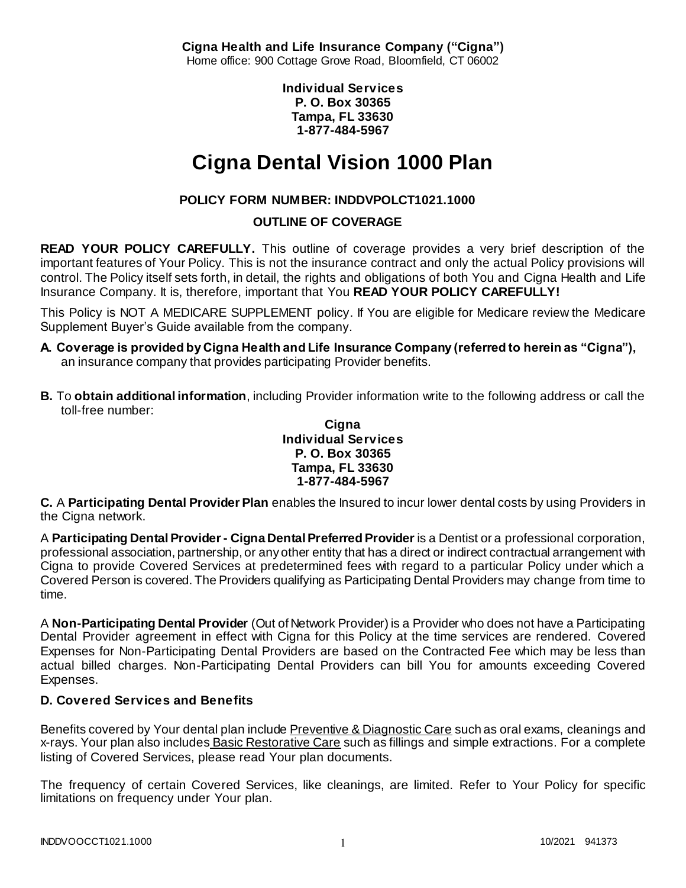**Cigna Health and Life Insurance Company ("Cigna")**
Home office: 900 Cottage Grove Road, Bloomfield, CT 06002

**Individual Services**
**P. O. Box 30365**
**Tampa, FL 33630**
**1-877-484-5967**

# Cigna Dental Vision 1000 Plan

### POLICY FORM NUMBER: INDDVPOLCT1021.1000

### OUTLINE OF COVERAGE

**READ YOUR POLICY CAREFULLY.** This outline of coverage provides a very brief description of the important features of Your Policy. This is not the insurance contract and only the actual Policy provisions will control. The Policy itself sets forth, in detail, the rights and obligations of both You and Cigna Health and Life Insurance Company. It is, therefore, important that You **READ YOUR POLICY CAREFULLY!**

This Policy is NOT A MEDICARE SUPPLEMENT policy. If You are eligible for Medicare review the Medicare Supplement Buyer's Guide available from the company.

**A. Coverage is provided by Cigna Health and Life Insurance Company (referred to herein as "Cigna"),** an insurance company that provides participating Provider benefits.

**B.** To **obtain additional information**, including Provider information write to the following address or call the toll-free number:

**Cigna**
**Individual Services**
**P. O. Box 30365**
**Tampa, FL 33630**
**1-877-484-5967**

**C.** A **Participating Dental Provider Plan** enables the Insured to incur lower dental costs by using Providers in the Cigna network.

A **Participating Dental Provider - Cigna Dental Preferred Provider** is a Dentist or a professional corporation, professional association, partnership, or any other entity that has a direct or indirect contractual arrangement with Cigna to provide Covered Services at predetermined fees with regard to a particular Policy under which a Covered Person is covered. The Providers qualifying as Participating Dental Providers may change from time to time.

A **Non-Participating Dental Provider** (Out of Network Provider) is a Provider who does not have a Participating Dental Provider agreement in effect with Cigna for this Policy at the time services are rendered. Covered Expenses for Non-Participating Dental Providers are based on the Contracted Fee which may be less than actual billed charges. Non-Participating Dental Providers can bill You for amounts exceeding Covered Expenses.

### D. Covered Services and Benefits

Benefits covered by Your dental plan include Preventive & Diagnostic Care such as oral exams, cleanings and x-rays. Your plan also includes Basic Restorative Care such as fillings and simple extractions. For a complete listing of Covered Services, please read Your plan documents.

The frequency of certain Covered Services, like cleanings, are limited. Refer to Your Policy for specific limitations on frequency under Your plan.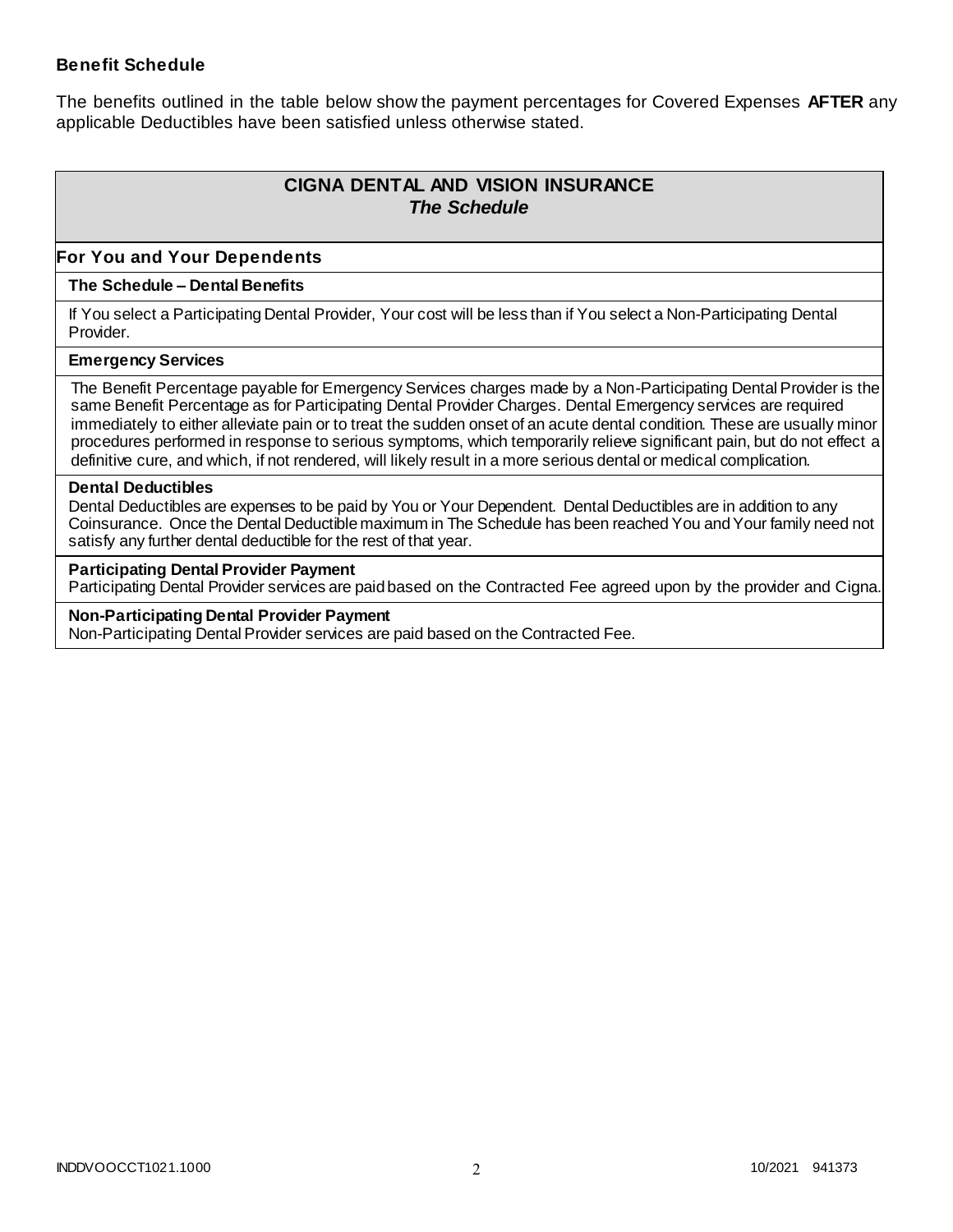**Benefit Schedule**

The benefits outlined in the table below show the payment percentages for Covered Expenses **AFTER** any applicable Deductibles have been satisfied unless otherwise stated.

| **CIGNA DENTAL AND VISION INSURANCE** *The Schedule* |
|---|
| **For You and Your Dependents** |
| **The Schedule – Dental Benefits** |
| If You select a Participating Dental Provider, Your cost will be less than if You select a Non-Participating Dental Provider. |
| **Emergency Services** |
| The Benefit Percentage payable for Emergency Services charges made by a Non-Participating Dental Provider is the same Benefit Percentage as for Participating Dental Provider Charges. Dental Emergency services are required immediately to either alleviate pain or to treat the sudden onset of an acute dental condition. These are usually minor procedures performed in response to serious symptoms, which temporarily relieve significant pain, but do not effect a definitive cure, and which, if not rendered, will likely result in a more serious dental or medical complication. |
| **Dental Deductibles** Dental Deductibles are expenses to be paid by You or Your Dependent. Dental Deductibles are in addition to any Coinsurance. Once the Dental Deductible maximum in The Schedule has been reached You and Your family need not satisfy any further dental deductible for the rest of that year. |
| **Participating Dental Provider Payment** Participating Dental Provider services are paid based on the Contracted Fee agreed upon by the provider and Cigna. |
| **Non-Participating Dental Provider Payment** Non-Participating Dental Provider services are paid based on the Contracted Fee. |

INDDVOOCCT1021.1000 10/2021 941373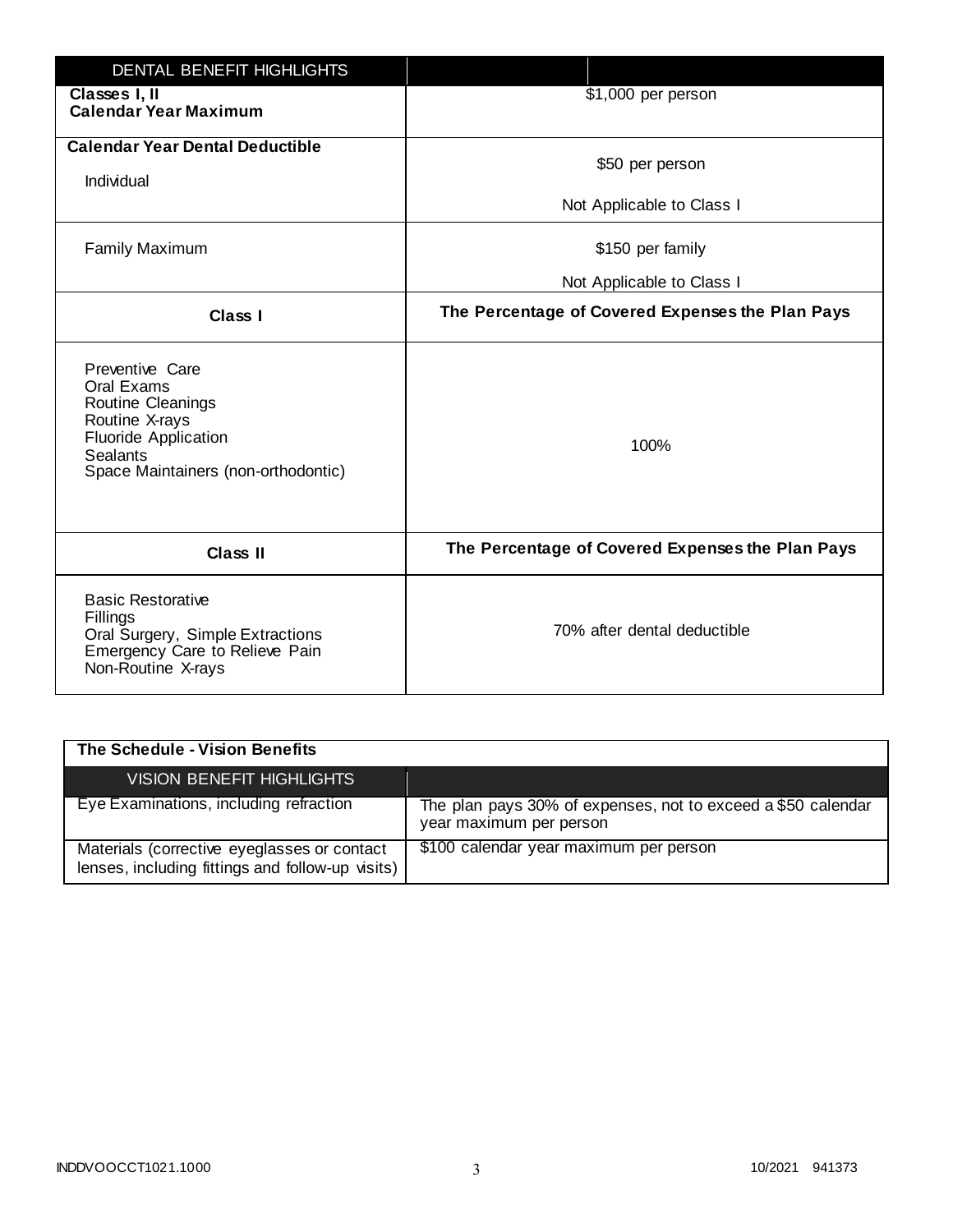| DENTAL BENEFIT HIGHLIGHTS | |
|---|---|
| **Classes I, II Calendar Year Maximum** | $1,000 per person |
| **Calendar Year Dental Deductible** Individual | $50 per person<br>Not Applicable to Class I |
| Family Maximum | $150 per family<br>Not Applicable to Class I |
| **Class I** | **The Percentage of Covered Expenses the Plan Pays** |
| Preventive Care<br>Oral Exams<br>Routine Cleanings<br>Routine X-rays<br>Fluoride Application<br>Sealants<br>Space Maintainers (non-orthodontic) | 100% |
| **Class II** | **The Percentage of Covered Expenses the Plan Pays** |
| Basic Restorative<br>Fillings<br>Oral Surgery, Simple Extractions<br>Emergency Care to Relieve Pain<br>Non-Routine X-rays | 70% after dental deductible |

**The Schedule - Vision Benefits**

| VISION BENEFIT HIGHLIGHTS | |
|---|---|
| Eye Examinations, including refraction | The plan pays 30% of expenses, not to exceed a $50 calendar year maximum per person |
| Materials (corrective eyeglasses or contact lenses, including fittings and follow-up visits) | $100 calendar year maximum per person |

INDDVOOCCT1021.1000 10/2021 941373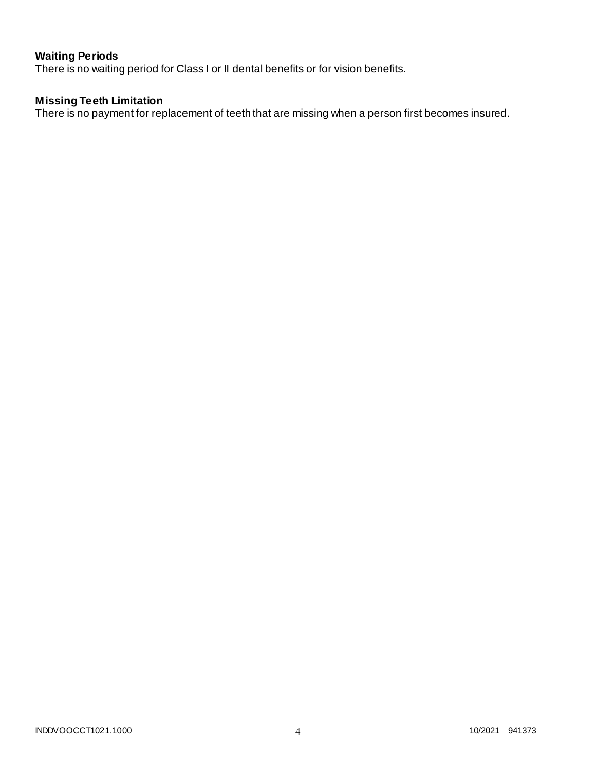**Waiting Periods**

There is no waiting period for Class I or II dental benefits or for vision benefits.

**Missing Teeth Limitation**

There is no payment for replacement of teeth that are missing when a person first becomes insured.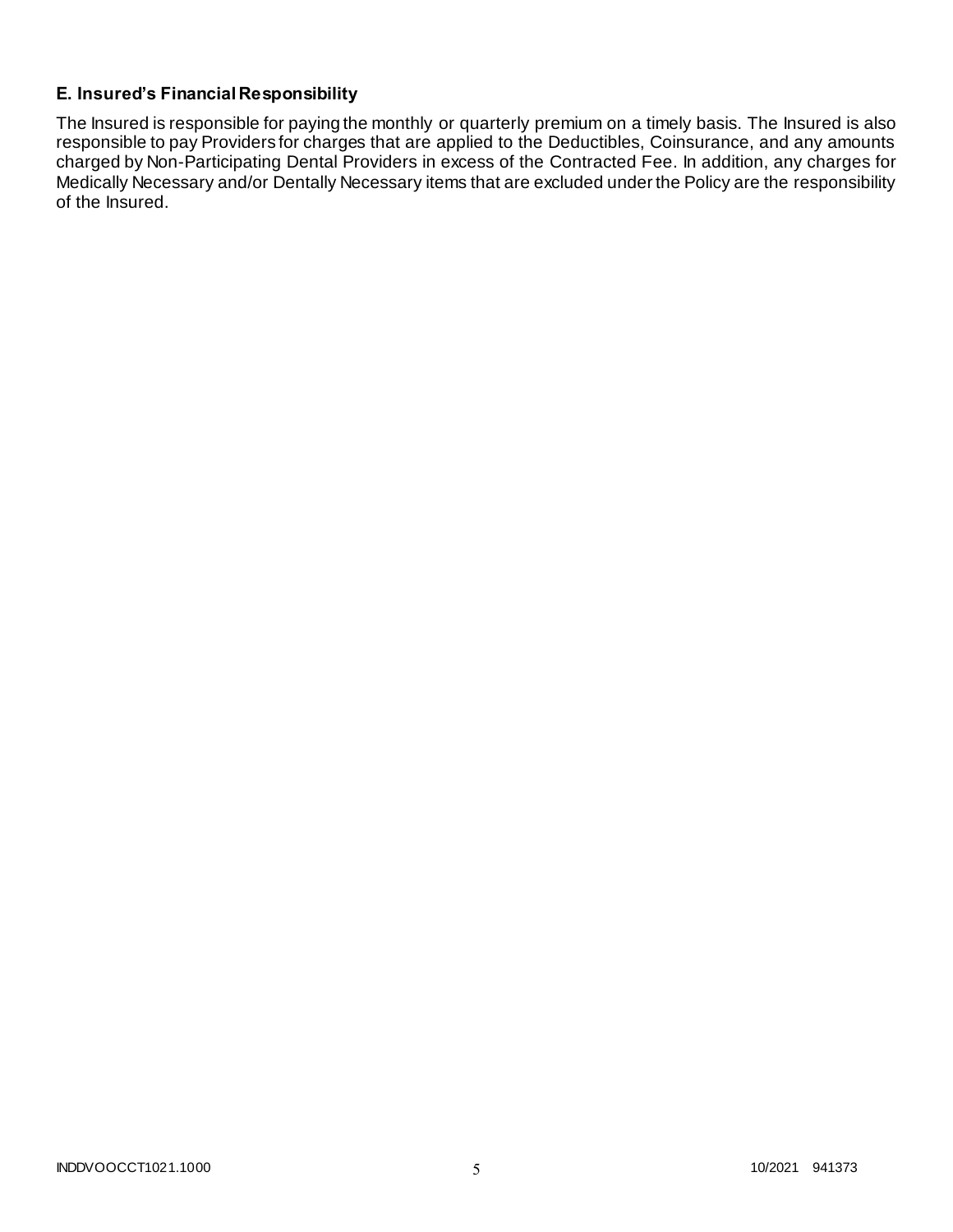### E. Insured's Financial Responsibility

The Insured is responsible for paying the monthly or quarterly premium on a timely basis. The Insured is also responsible to pay Providers for charges that are applied to the Deductibles, Coinsurance, and any amounts charged by Non-Participating Dental Providers in excess of the Contracted Fee. In addition, any charges for Medically Necessary and/or Dentally Necessary items that are excluded under the Policy are the responsibility of the Insured.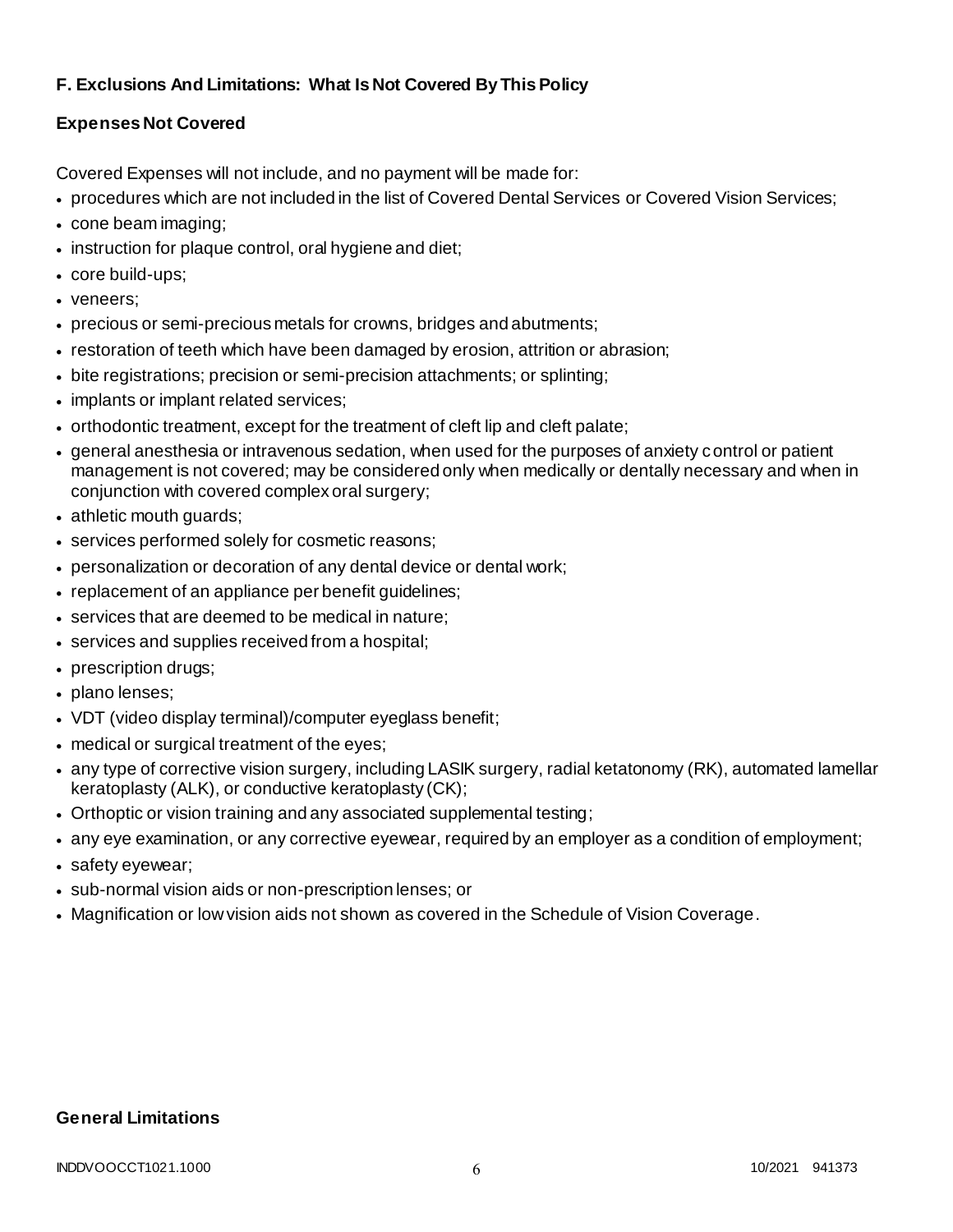### F. Exclusions And Limitations: What Is Not Covered By This Policy

#### Expenses Not Covered

Covered Expenses will not include, and no payment will be made for:

- procedures which are not included in the list of Covered Dental Services or Covered Vision Services;
- cone beam imaging;
- instruction for plaque control, oral hygiene and diet;
- core build-ups;
- veneers;
- precious or semi-precious metals for crowns, bridges and abutments;
- restoration of teeth which have been damaged by erosion, attrition or abrasion;
- bite registrations; precision or semi-precision attachments; or splinting;
- implants or implant related services;
- orthodontic treatment, except for the treatment of cleft lip and cleft palate;
- general anesthesia or intravenous sedation, when used for the purposes of anxiety control or patient management is not covered; may be considered only when medically or dentally necessary and when in conjunction with covered complex oral surgery;
- athletic mouth guards;
- services performed solely for cosmetic reasons;
- personalization or decoration of any dental device or dental work;
- replacement of an appliance per benefit guidelines;
- services that are deemed to be medical in nature;
- services and supplies received from a hospital;
- prescription drugs;
- plano lenses;
- VDT (video display terminal)/computer eyeglass benefit;
- medical or surgical treatment of the eyes;
- any type of corrective vision surgery, including LASIK surgery, radial ketatonomy (RK), automated lamellar keratoplasty (ALK), or conductive keratoplasty (CK);
- Orthoptic or vision training and any associated supplemental testing;
- any eye examination, or any corrective eyewear, required by an employer as a condition of employment;
- safety eyewear;
- sub-normal vision aids or non-prescription lenses; or
- Magnification or low vision aids not shown as covered in the Schedule of Vision Coverage.

#### General Limitations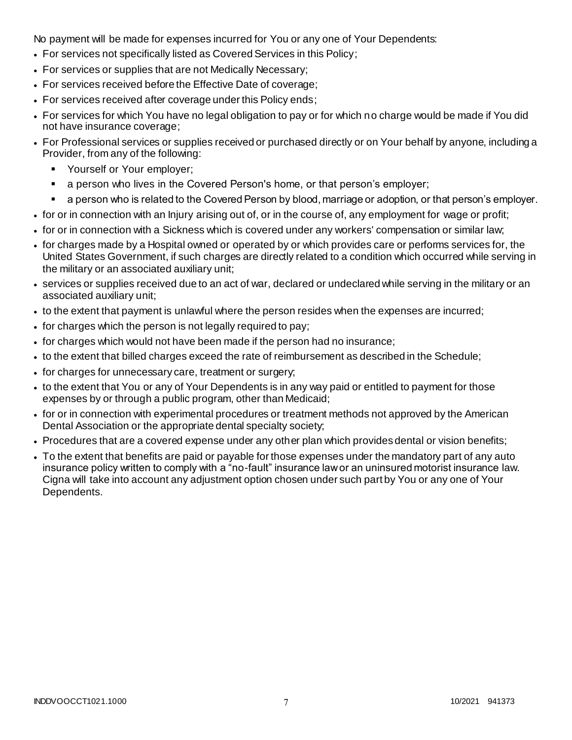No payment will be made for expenses incurred for You or any one of Your Dependents:

- For services not specifically listed as Covered Services in this Policy;
- For services or supplies that are not Medically Necessary;
- For services received before the Effective Date of coverage;
- For services received after coverage under this Policy ends;
- For services for which You have no legal obligation to pay or for which no charge would be made if You did not have insurance coverage;
- For Professional services or supplies received or purchased directly or on Your behalf by anyone, including a Provider, from any of the following:
  - Yourself or Your employer;
  - a person who lives in the Covered Person's home, or that person's employer;
  - a person who is related to the Covered Person by blood, marriage or adoption, or that person's employer.
- for or in connection with an Injury arising out of, or in the course of, any employment for wage or profit;
- for or in connection with a Sickness which is covered under any workers' compensation or similar law;
- for charges made by a Hospital owned or operated by or which provides care or performs services for, the United States Government, if such charges are directly related to a condition which occurred while serving in the military or an associated auxiliary unit;
- services or supplies received due to an act of war, declared or undeclared while serving in the military or an associated auxiliary unit;
- to the extent that payment is unlawful where the person resides when the expenses are incurred;
- for charges which the person is not legally required to pay;
- for charges which would not have been made if the person had no insurance;
- to the extent that billed charges exceed the rate of reimbursement as described in the Schedule;
- for charges for unnecessary care, treatment or surgery;
- to the extent that You or any of Your Dependents is in any way paid or entitled to payment for those expenses by or through a public program, other than Medicaid;
- for or in connection with experimental procedures or treatment methods not approved by the American Dental Association or the appropriate dental specialty society;
- Procedures that are a covered expense under any other plan which provides dental or vision benefits;
- To the extent that benefits are paid or payable for those expenses under the mandatory part of any auto insurance policy written to comply with a "no-fault" insurance law or an uninsured motorist insurance law. Cigna will take into account any adjustment option chosen under such part by You or any one of Your Dependents.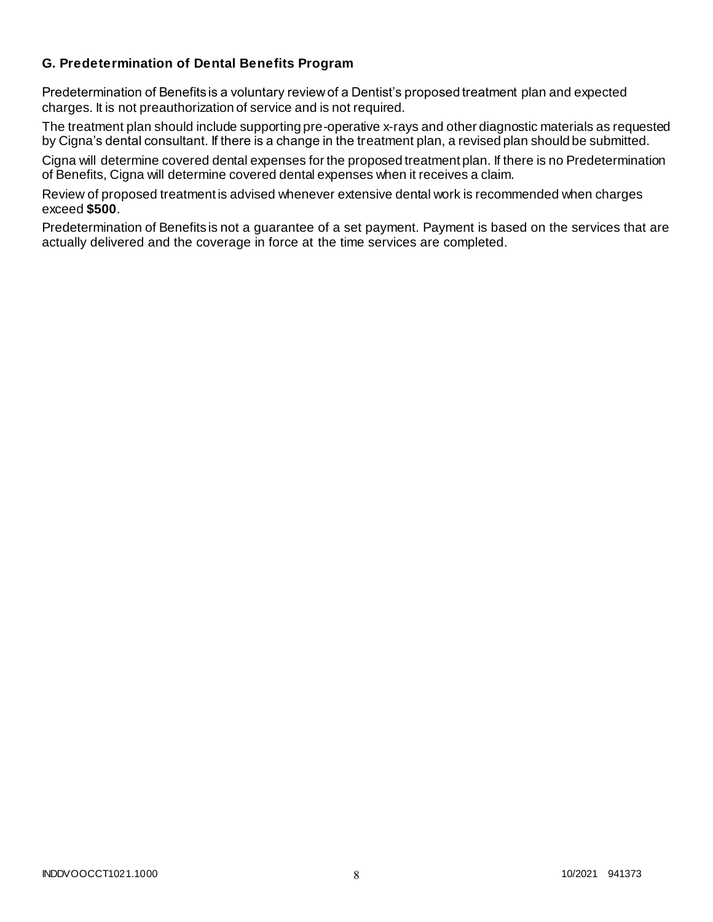### G. Predetermination of Dental Benefits Program

Predetermination of Benefits is a voluntary review of a Dentist's proposed treatment plan and expected charges. It is not preauthorization of service and is not required.

The treatment plan should include supporting pre-operative x-rays and other diagnostic materials as requested by Cigna's dental consultant. If there is a change in the treatment plan, a revised plan should be submitted.

Cigna will determine covered dental expenses for the proposed treatment plan. If there is no Predetermination of Benefits, Cigna will determine covered dental expenses when it receives a claim.

Review of proposed treatment is advised whenever extensive dental work is recommended when charges exceed **$500**.

Predetermination of Benefits is not a guarantee of a set payment. Payment is based on the services that are actually delivered and the coverage in force at the time services are completed.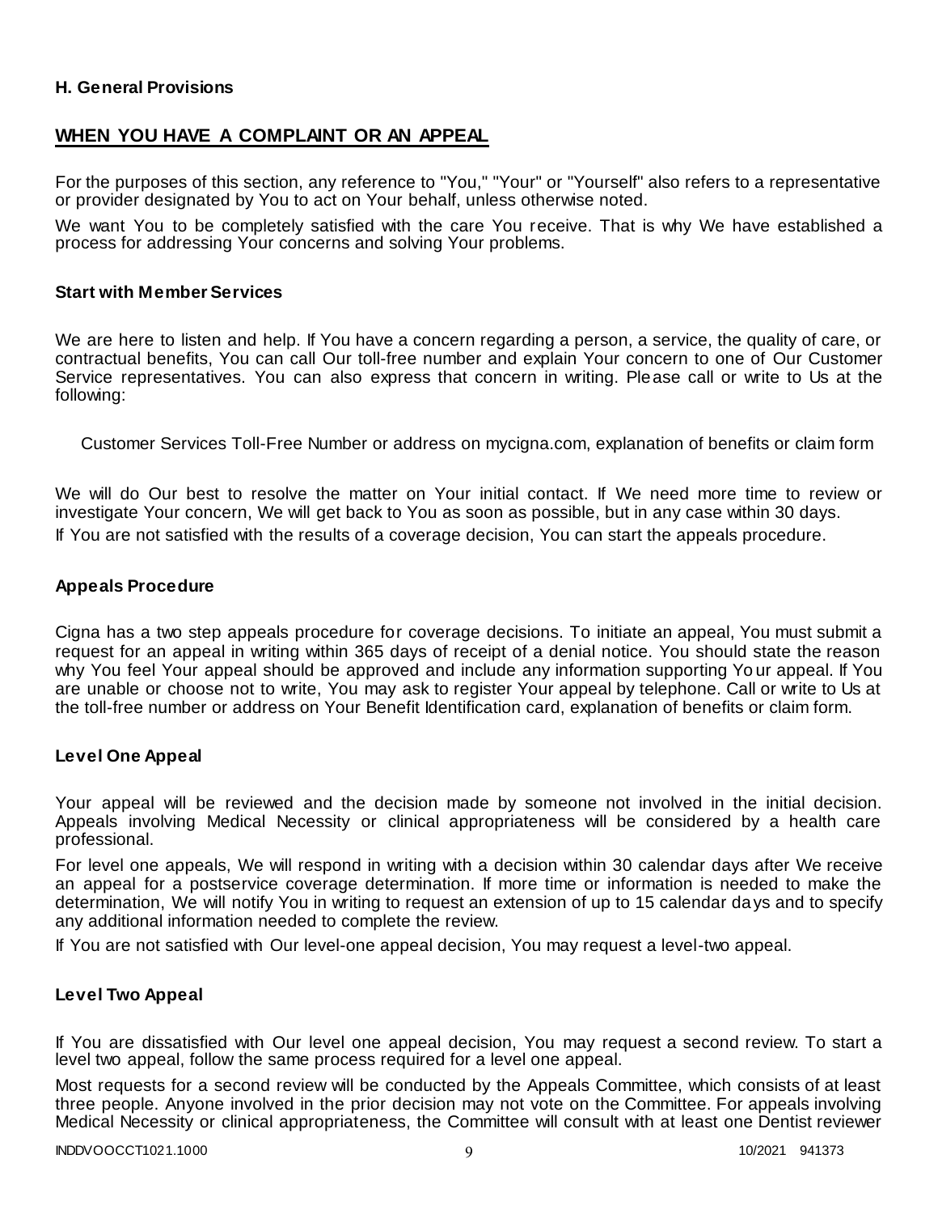**H. General Provisions**

## WHEN YOU HAVE A COMPLAINT OR AN APPEAL

For the purposes of this section, any reference to "You," "Your" or "Yourself" also refers to a representative or provider designated by You to act on Your behalf, unless otherwise noted.

We want You to be completely satisfied with the care You receive. That is why We have established a process for addressing Your concerns and solving Your problems.

### Start with Member Services

We are here to listen and help. If You have a concern regarding a person, a service, the quality of care, or contractual benefits, You can call Our toll-free number and explain Your concern to one of Our Customer Service representatives. You can also express that concern in writing. Please call or write to Us at the following:

Customer Services Toll-Free Number or address on mycigna.com, explanation of benefits or claim form

We will do Our best to resolve the matter on Your initial contact. If We need more time to review or investigate Your concern, We will get back to You as soon as possible, but in any case within 30 days.

If You are not satisfied with the results of a coverage decision, You can start the appeals procedure.

### Appeals Procedure

Cigna has a two step appeals procedure for coverage decisions. To initiate an appeal, You must submit a request for an appeal in writing within 365 days of receipt of a denial notice. You should state the reason why You feel Your appeal should be approved and include any information supporting Your appeal. If You are unable or choose not to write, You may ask to register Your appeal by telephone. Call or write to Us at the toll-free number or address on Your Benefit Identification card, explanation of benefits or claim form.

### Level One Appeal

Your appeal will be reviewed and the decision made by someone not involved in the initial decision. Appeals involving Medical Necessity or clinical appropriateness will be considered by a health care professional.

For level one appeals, We will respond in writing with a decision within 30 calendar days after We receive an appeal for a postservice coverage determination. If more time or information is needed to make the determination, We will notify You in writing to request an extension of up to 15 calendar days and to specify any additional information needed to complete the review.

If You are not satisfied with Our level-one appeal decision, You may request a level-two appeal.

### Level Two Appeal

If You are dissatisfied with Our level one appeal decision, You may request a second review. To start a level two appeal, follow the same process required for a level one appeal.

Most requests for a second review will be conducted by the Appeals Committee, which consists of at least three people. Anyone involved in the prior decision may not vote on the Committee. For appeals involving Medical Necessity or clinical appropriateness, the Committee will consult with at least one Dentist reviewer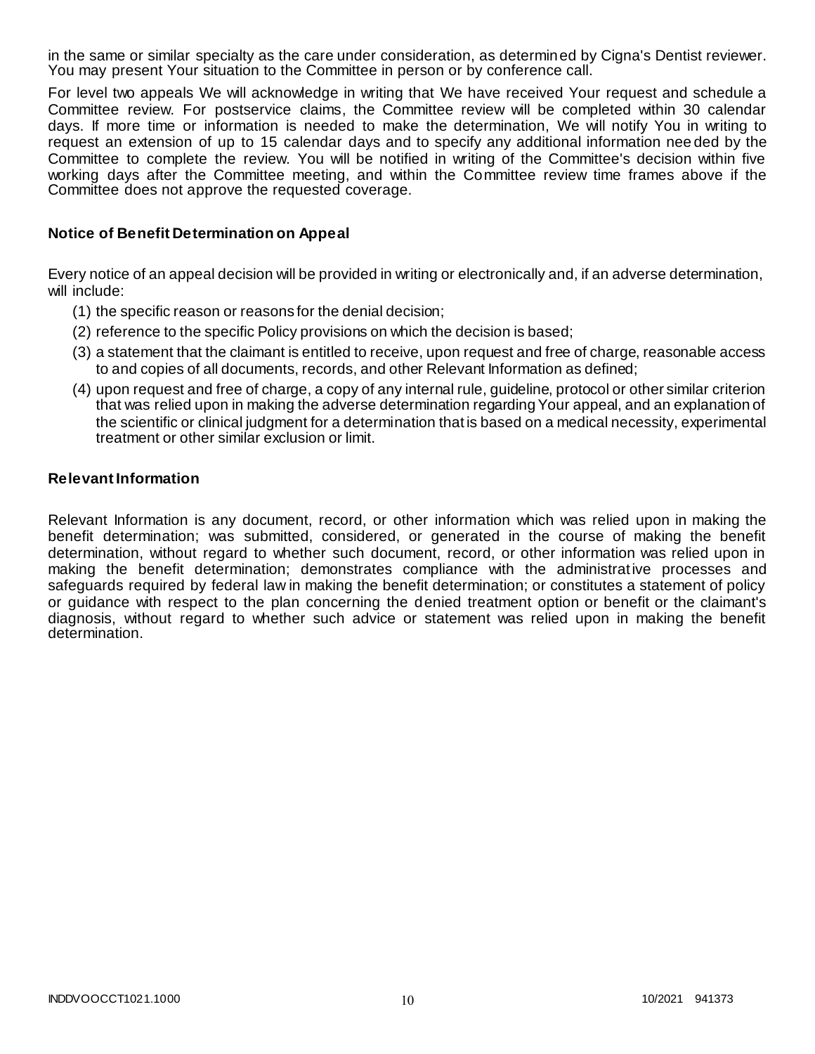in the same or similar specialty as the care under consideration, as determined by Cigna's Dentist reviewer. You may present Your situation to the Committee in person or by conference call.

For level two appeals We will acknowledge in writing that We have received Your request and schedule a Committee review. For postservice claims, the Committee review will be completed within 30 calendar days. If more time or information is needed to make the determination, We will notify You in writing to request an extension of up to 15 calendar days and to specify any additional information needed by the Committee to complete the review. You will be notified in writing of the Committee's decision within five working days after the Committee meeting, and within the Committee review time frames above if the Committee does not approve the requested coverage.

### Notice of Benefit Determination on Appeal

Every notice of an appeal decision will be provided in writing or electronically and, if an adverse determination, will include:

(1) the specific reason or reasons for the denial decision;

(2) reference to the specific Policy provisions on which the decision is based;

(3) a statement that the claimant is entitled to receive, upon request and free of charge, reasonable access to and copies of all documents, records, and other Relevant Information as defined;

(4) upon request and free of charge, a copy of any internal rule, guideline, protocol or other similar criterion that was relied upon in making the adverse determination regarding Your appeal, and an explanation of the scientific or clinical judgment for a determination that is based on a medical necessity, experimental treatment or other similar exclusion or limit.

### Relevant Information

Relevant Information is any document, record, or other information which was relied upon in making the benefit determination; was submitted, considered, or generated in the course of making the benefit determination, without regard to whether such document, record, or other information was relied upon in making the benefit determination; demonstrates compliance with the administrative processes and safeguards required by federal law in making the benefit determination; or constitutes a statement of policy or guidance with respect to the plan concerning the denied treatment option or benefit or the claimant's diagnosis, without regard to whether such advice or statement was relied upon in making the benefit determination.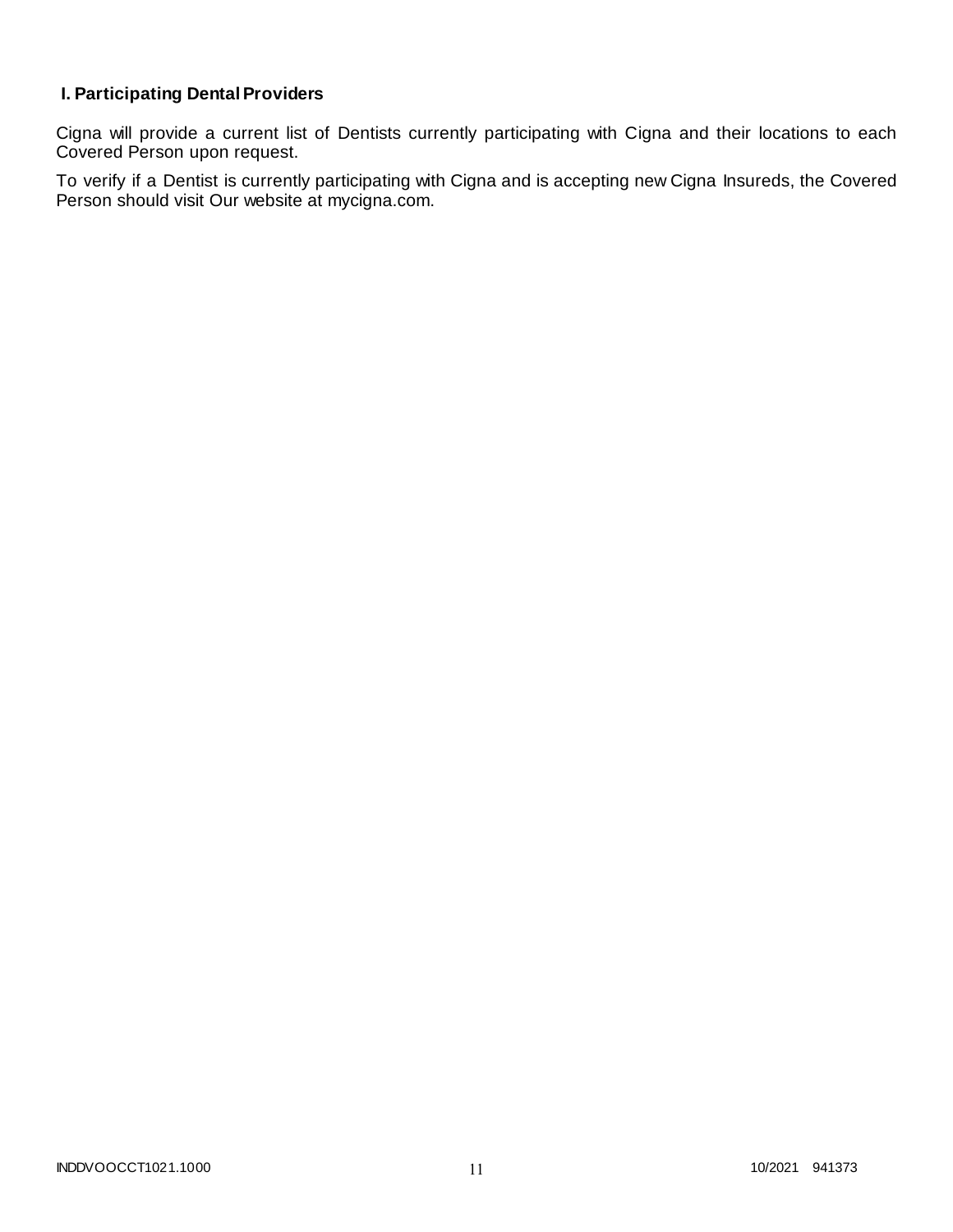## I. Participating Dental Providers

Cigna will provide a current list of Dentists currently participating with Cigna and their locations to each Covered Person upon request.

To verify if a Dentist is currently participating with Cigna and is accepting new Cigna Insureds, the Covered Person should visit Our website at mycigna.com.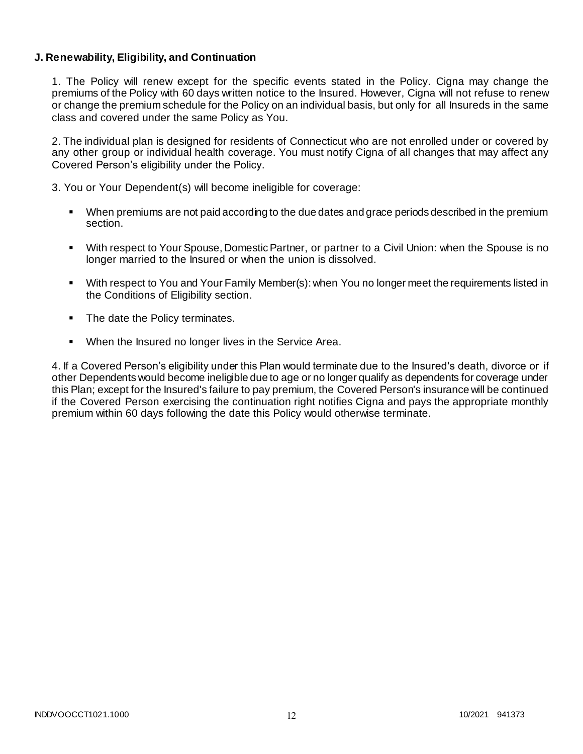**J. Renewability, Eligibility, and Continuation**

1. The Policy will renew except for the specific events stated in the Policy. Cigna may change the premiums of the Policy with 60 days written notice to the Insured. However, Cigna will not refuse to renew or change the premium schedule for the Policy on an individual basis, but only for all Insureds in the same class and covered under the same Policy as You.

2. The individual plan is designed for residents of Connecticut who are not enrolled under or covered by any other group or individual health coverage. You must notify Cigna of all changes that may affect any Covered Person's eligibility under the Policy.

3. You or Your Dependent(s) will become ineligible for coverage:

- When premiums are not paid according to the due dates and grace periods described in the premium section.
- With respect to Your Spouse, Domestic Partner, or partner to a Civil Union: when the Spouse is no longer married to the Insured or when the union is dissolved.
- With respect to You and Your Family Member(s): when You no longer meet the requirements listed in the Conditions of Eligibility section.
- The date the Policy terminates.
- When the Insured no longer lives in the Service Area.

4. If a Covered Person's eligibility under this Plan would terminate due to the Insured's death, divorce or if other Dependents would become ineligible due to age or no longer qualify as dependents for coverage under this Plan; except for the Insured's failure to pay premium, the Covered Person's insurance will be continued if the Covered Person exercising the continuation right notifies Cigna and pays the appropriate monthly premium within 60 days following the date this Policy would otherwise terminate.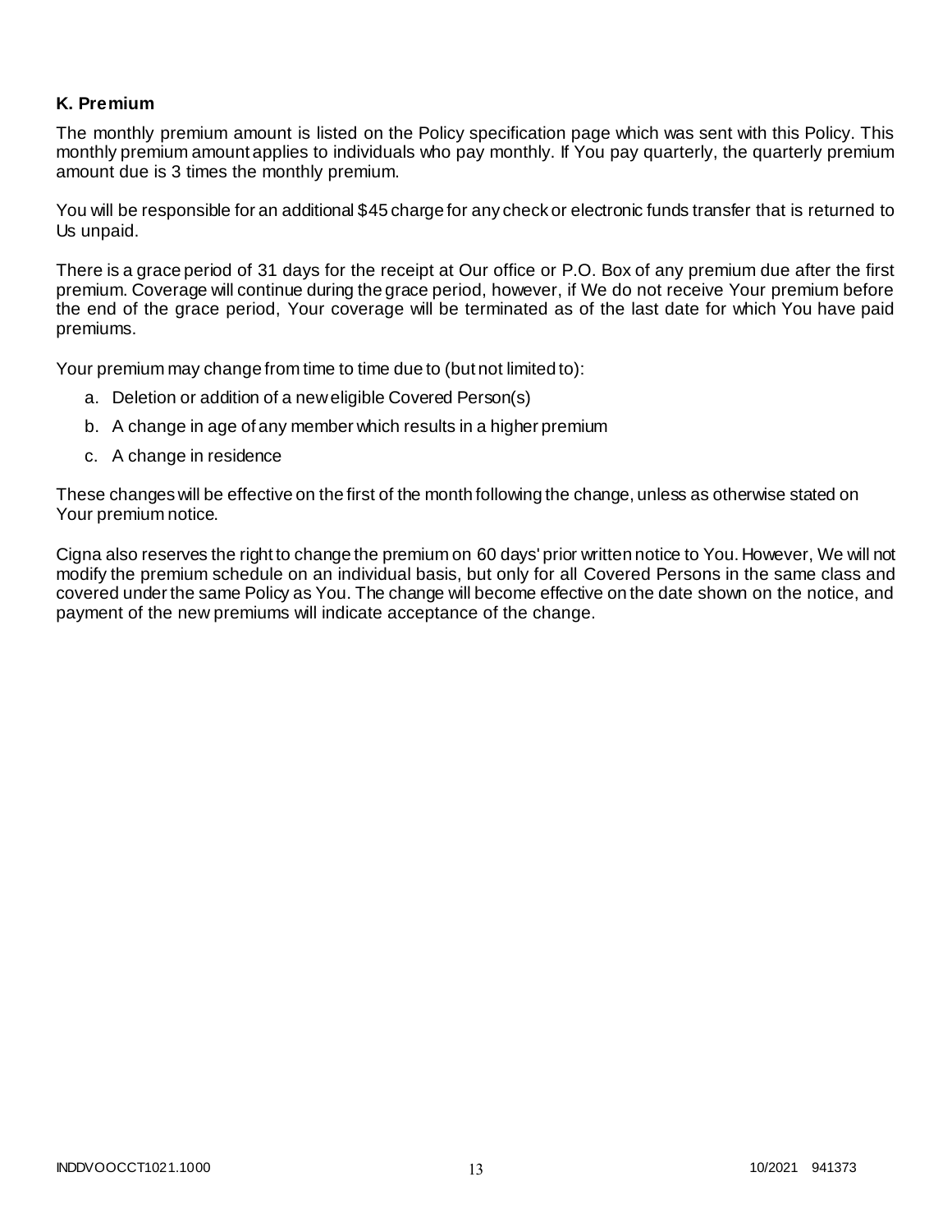### K. Premium

The monthly premium amount is listed on the Policy specification page which was sent with this Policy. This monthly premium amount applies to individuals who pay monthly. If You pay quarterly, the quarterly premium amount due is 3 times the monthly premium.

You will be responsible for an additional $45 charge for any check or electronic funds transfer that is returned to Us unpaid.

There is a grace period of 31 days for the receipt at Our office or P.O. Box of any premium due after the first premium. Coverage will continue during the grace period, however, if We do not receive Your premium before the end of the grace period, Your coverage will be terminated as of the last date for which You have paid premiums.

Your premium may change from time to time due to (but not limited to):

a. Deletion or addition of a new eligible Covered Person(s)
b. A change in age of any member which results in a higher premium
c. A change in residence

These changes will be effective on the first of the month following the change, unless as otherwise stated on Your premium notice.

Cigna also reserves the right to change the premium on 60 days' prior written notice to You. However, We will not modify the premium schedule on an individual basis, but only for all Covered Persons in the same class and covered under the same Policy as You. The change will become effective on the date shown on the notice, and payment of the new premiums will indicate acceptance of the change.

INDDVOOCCT1021.1000 10/2021 941373